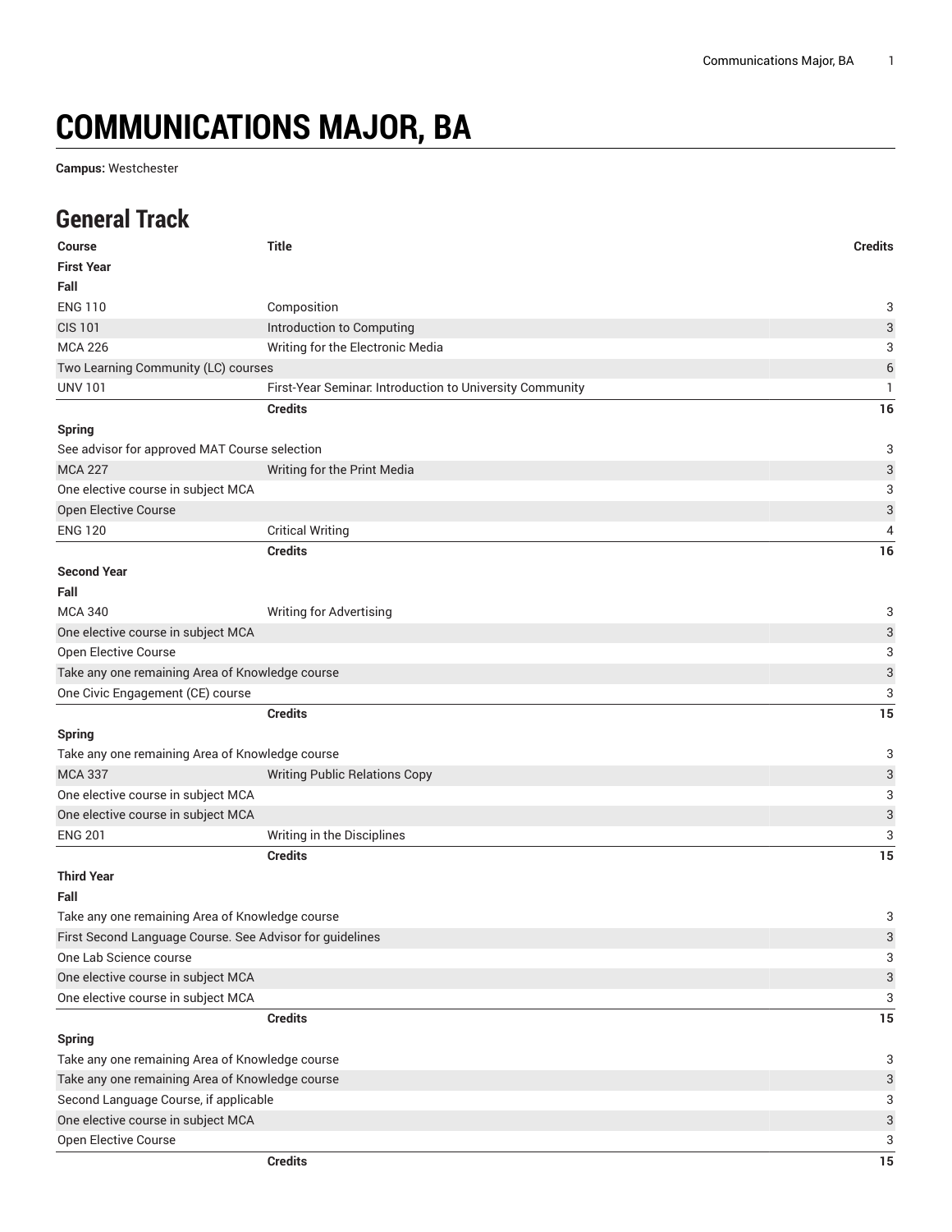# COMMUNICATIONS MAJOR, BA

**Campus:** Westchester

## General Track

| Course | Title | Credits |
|---|---|---|
| **First Year** | | |
| **Fall** | | |
| ENG 110 | Composition | 3 |
| CIS 101 | Introduction to Computing | 3 |
| MCA 226 | Writing for the Electronic Media | 3 |
| Two Learning Community (LC) courses | | 6 |
| UNV 101 | First-Year Seminar: Introduction to University Community | 1 |
| | **Credits** | **16** |
| **Spring** | | |
| See advisor for approved MAT Course selection | | 3 |
| MCA 227 | Writing for the Print Media | 3 |
| One elective course in subject MCA | | 3 |
| Open Elective Course | | 3 |
| ENG 120 | Critical Writing | 4 |
| | **Credits** | **16** |
| **Second Year** | | |
| **Fall** | | |
| MCA 340 | Writing for Advertising | 3 |
| One elective course in subject MCA | | 3 |
| Open Elective Course | | 3 |
| Take any one remaining Area of Knowledge course | | 3 |
| One Civic Engagement (CE) course | | 3 |
| | **Credits** | **15** |
| **Spring** | | |
| Take any one remaining Area of Knowledge course | | 3 |
| MCA 337 | Writing Public Relations Copy | 3 |
| One elective course in subject MCA | | 3 |
| One elective course in subject MCA | | 3 |
| ENG 201 | Writing in the Disciplines | 3 |
| | **Credits** | **15** |
| **Third Year** | | |
| **Fall** | | |
| Take any one remaining Area of Knowledge course | | 3 |
| First Second Language Course. See Advisor for guidelines | | 3 |
| One Lab Science course | | 3 |
| One elective course in subject MCA | | 3 |
| One elective course in subject MCA | | 3 |
| | **Credits** | **15** |
| **Spring** | | |
| Take any one remaining Area of Knowledge course | | 3 |
| Take any one remaining Area of Knowledge course | | 3 |
| Second Language Course, if applicable | | 3 |
| One elective course in subject MCA | | 3 |
| Open Elective Course | | 3 |
| | **Credits** | **15** |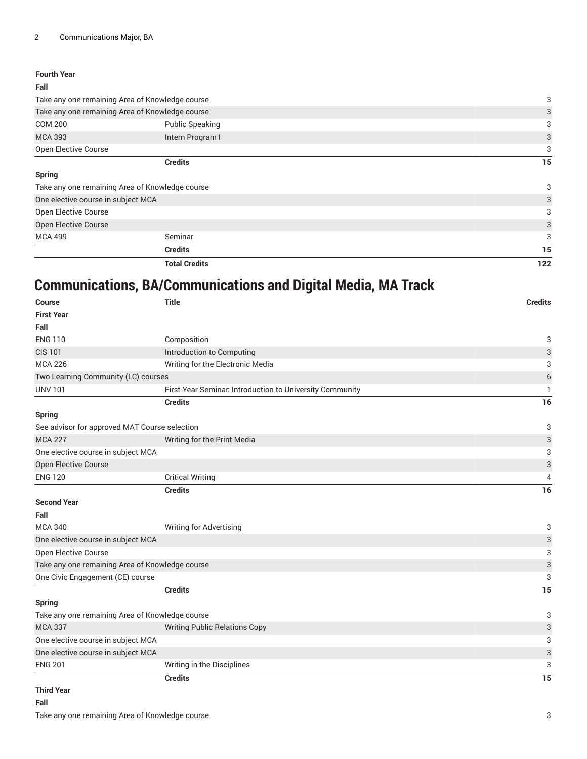| | | |
|---|---|---|
| **Fourth Year** | | |
| **Fall** | | |
| Take any one remaining Area of Knowledge course | | 3 |
| Take any one remaining Area of Knowledge course | | 3 |
| COM 200 | Public Speaking | 3 |
| MCA 393 | Intern Program I | 3 |
| Open Elective Course | | 3 |
| | **Credits** | **15** |
| **Spring** | | |
| Take any one remaining Area of Knowledge course | | 3 |
| One elective course in subject MCA | | 3 |
| Open Elective Course | | 3 |
| Open Elective Course | | 3 |
| MCA 499 | Seminar | 3 |
| | **Credits** | **15** |
| | **Total Credits** | **122** |

# Communications, BA/Communications and Digital Media, MA Track

| Course | Title | Credits |
|---|---|---|
| **First Year** | | |
| **Fall** | | |
| ENG 110 | Composition | 3 |
| CIS 101 | Introduction to Computing | 3 |
| MCA 226 | Writing for the Electronic Media | 3 |
| Two Learning Community (LC) courses | | 6 |
| UNV 101 | First-Year Seminar: Introduction to University Community | 1 |
| | **Credits** | **16** |
| **Spring** | | |
| See advisor for approved MAT Course selection | | 3 |
| MCA 227 | Writing for the Print Media | 3 |
| One elective course in subject MCA | | 3 |
| Open Elective Course | | 3 |
| ENG 120 | Critical Writing | 4 |
| | **Credits** | **16** |
| **Second Year** | | |
| **Fall** | | |
| MCA 340 | Writing for Advertising | 3 |
| One elective course in subject MCA | | 3 |
| Open Elective Course | | 3 |
| Take any one remaining Area of Knowledge course | | 3 |
| One Civic Engagement (CE) course | | 3 |
| | **Credits** | **15** |
| **Spring** | | |
| Take any one remaining Area of Knowledge course | | 3 |
| MCA 337 | Writing Public Relations Copy | 3 |
| One elective course in subject MCA | | 3 |
| One elective course in subject MCA | | 3 |
| ENG 201 | Writing in the Disciplines | 3 |
| | **Credits** | **15** |
| **Third Year** | | |
| **Fall** | | |
| Take any one remaining Area of Knowledge course | | 3 |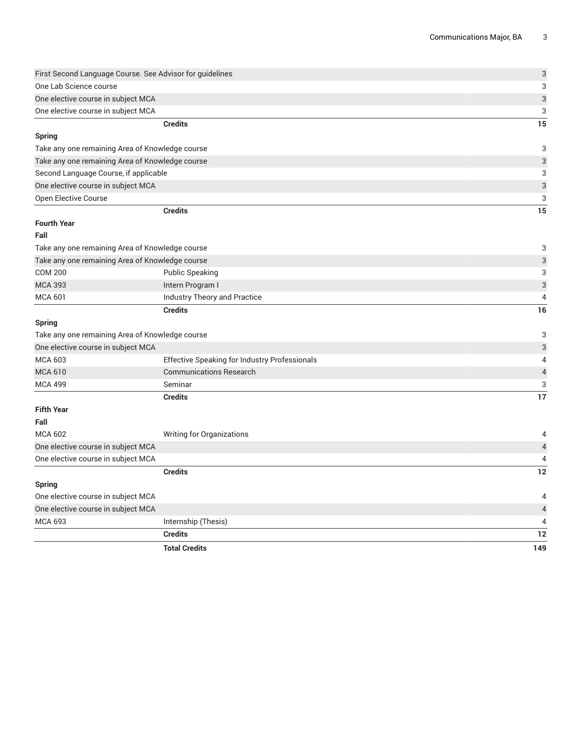| | | |
|---|---|---|
| First Second Language Course. See Advisor for guidelines | | 3 |
| One Lab Science course | | 3 |
| One elective course in subject MCA | | 3 |
| One elective course in subject MCA | | 3 |
| | **Credits** | **15** |
| **Spring** | | |
| Take any one remaining Area of Knowledge course | | 3 |
| Take any one remaining Area of Knowledge course | | 3 |
| Second Language Course, if applicable | | 3 |
| One elective course in subject MCA | | 3 |
| Open Elective Course | | 3 |
| | **Credits** | **15** |
| **Fourth Year** | | |
| **Fall** | | |
| Take any one remaining Area of Knowledge course | | 3 |
| Take any one remaining Area of Knowledge course | | 3 |
| COM 200 | Public Speaking | 3 |
| MCA 393 | Intern Program I | 3 |
| MCA 601 | Industry Theory and Practice | 4 |
| | **Credits** | **16** |
| **Spring** | | |
| Take any one remaining Area of Knowledge course | | 3 |
| One elective course in subject MCA | | 3 |
| MCA 603 | Effective Speaking for Industry Professionals | 4 |
| MCA 610 | Communications Research | 4 |
| MCA 499 | Seminar | 3 |
| | **Credits** | **17** |
| **Fifth Year** | | |
| **Fall** | | |
| MCA 602 | Writing for Organizations | 4 |
| One elective course in subject MCA | | 4 |
| One elective course in subject MCA | | 4 |
| | **Credits** | **12** |
| **Spring** | | |
| One elective course in subject MCA | | 4 |
| One elective course in subject MCA | | 4 |
| MCA 693 | Internship (Thesis) | 4 |
| | **Credits** | **12** |
| | **Total Credits** | **149** |